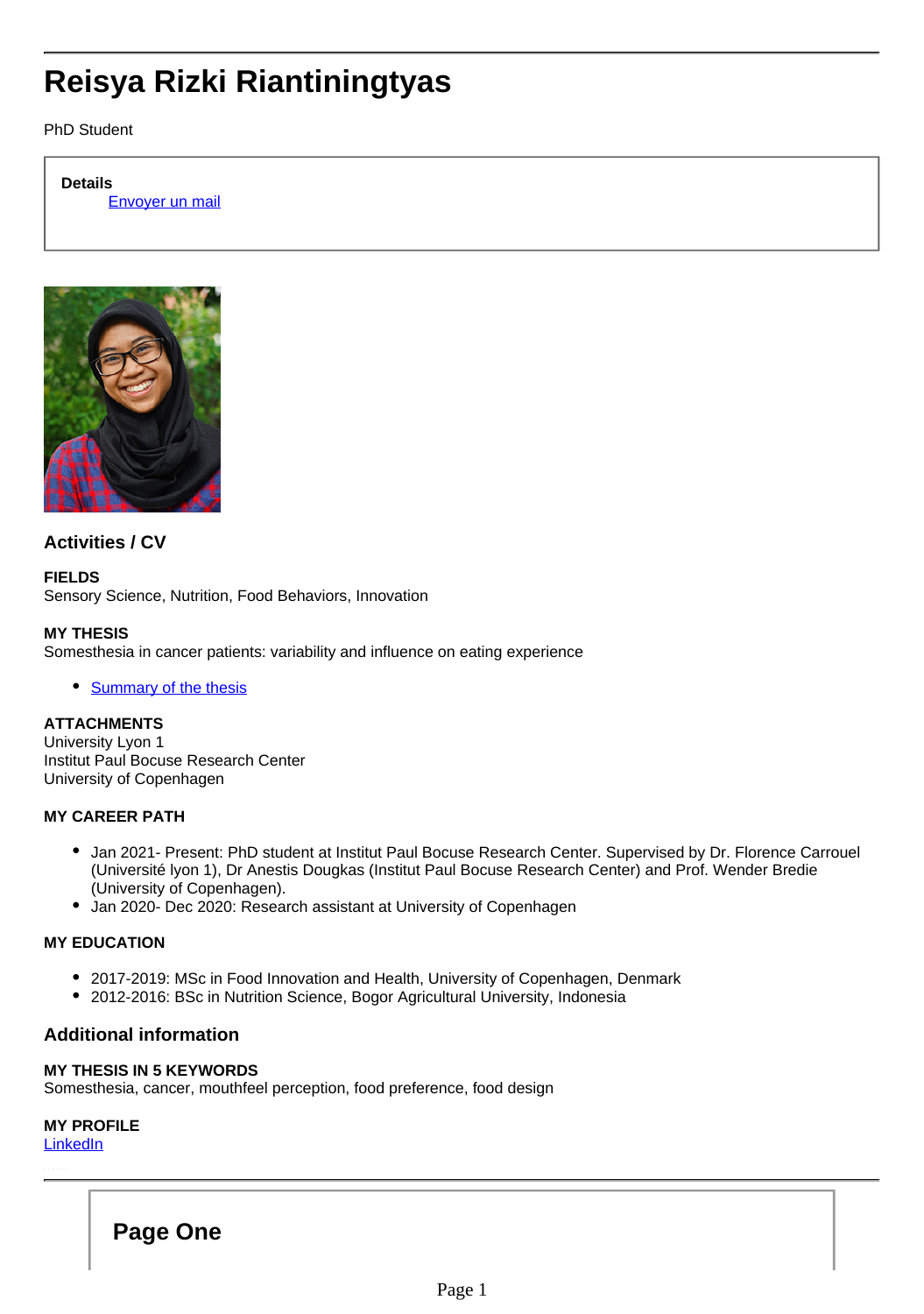# Reisya Rizki Riantiningtyas

PhD Student

**Details**

[Envoyer un mail]

## Activities / CV

**FIELDS**
Sensory Science, Nutrition, Food Behaviors, Innovation

**MY THESIS**
Somesthesia in cancer patients: variability and influence on eating experience

- [Summary of the thesis]

**ATTACHMENTS**
University Lyon 1
Institut Paul Bocuse Research Center
University of Copenhagen

**MY CAREER PATH**

- Jan 2021- Present: PhD student at Institut Paul Bocuse Research Center. Supervised by Dr. Florence Carrouel (Université lyon 1), Dr Anestis Dougkas (Institut Paul Bocuse Research Center) and Prof. Wender Bredie (University of Copenhagen).
- Jan 2020- Dec 2020: Research assistant at University of Copenhagen

**MY EDUCATION**

- 2017-2019: MSc in Food Innovation and Health, University of Copenhagen, Denmark
- 2012-2016: BSc in Nutrition Science, Bogor Agricultural University, Indonesia

## Additional information

**MY THESIS IN 5 KEYWORDS**
Somesthesia, cancer, mouthfeel perception, food preference, food design

**MY PROFILE**
[LinkedIn]

## Page One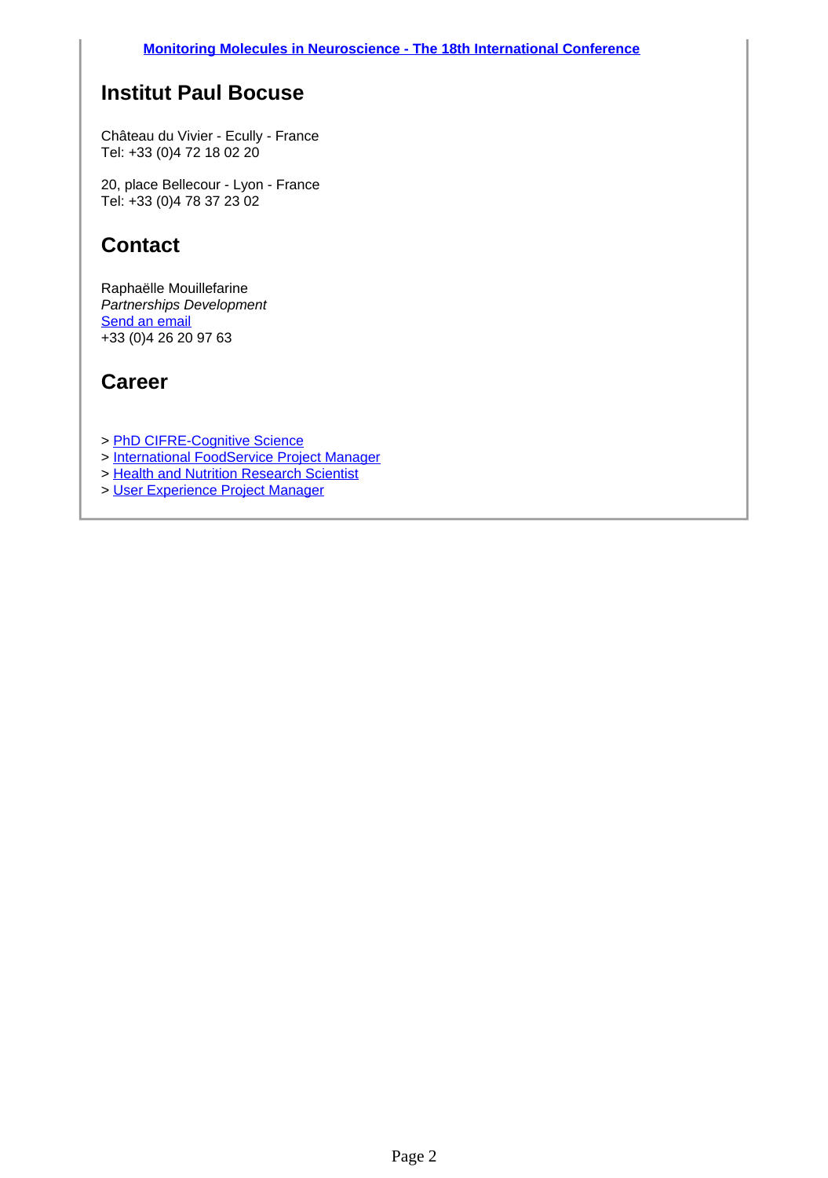**Monitoring Molecules in Neuroscience - The 18th International Conference**

## Institut Paul Bocuse

Château du Vivier - Ecully - France
Tel: +33 (0)4 72 18 02 20

20, place Bellecour - Lyon - France
Tel: +33 (0)4 78 37 23 02

## Contact

Raphaëlle Mouillefarine
*Partnerships Development*
Send an email
+33 (0)4 26 20 97 63

## Career

> PhD CIFRE-Cognitive Science
> International FoodService Project Manager
> Health and Nutrition Research Scientist
> User Experience Project Manager